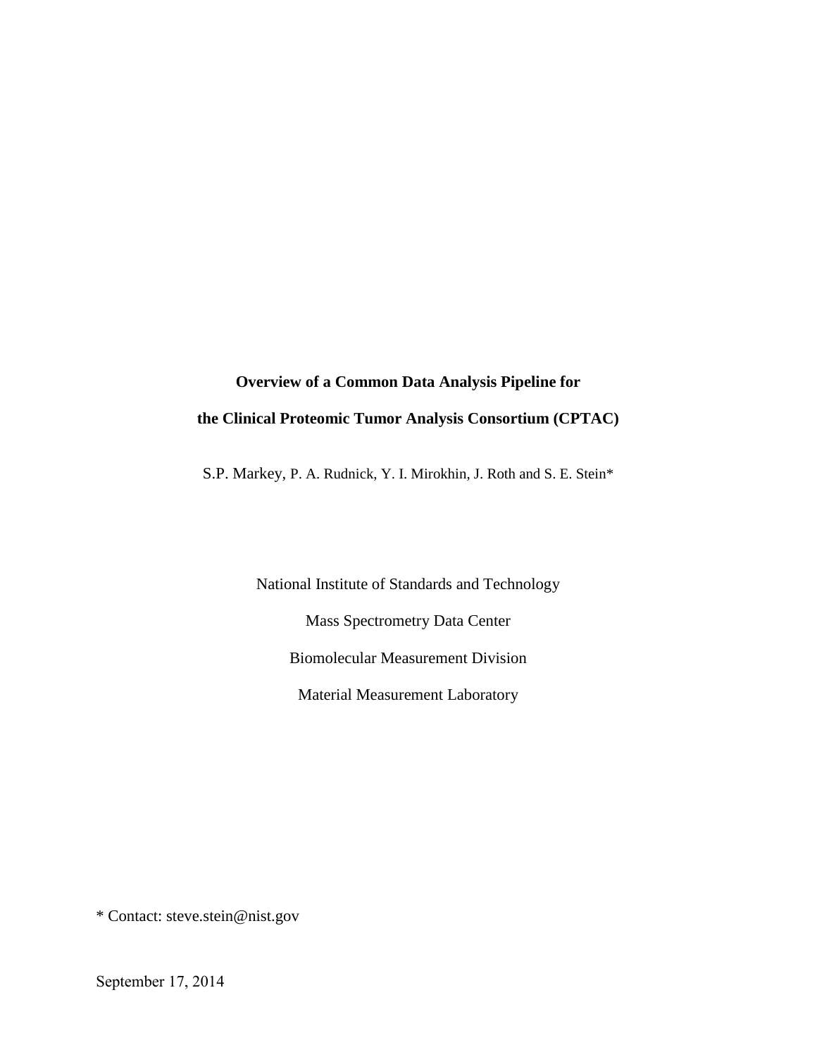# Overview of a Common Data Analysis Pipeline for the Clinical Proteomic Tumor Analysis Consortium (CPTAC)

S.P. Markey, P. A. Rudnick, Y. I. Mirokhin, J. Roth and S. E. Stein*

National Institute of Standards and Technology

Mass Spectrometry Data Center

Biomolecular Measurement Division

Material Measurement Laboratory

* Contact: steve.stein@nist.gov

September 17, 2014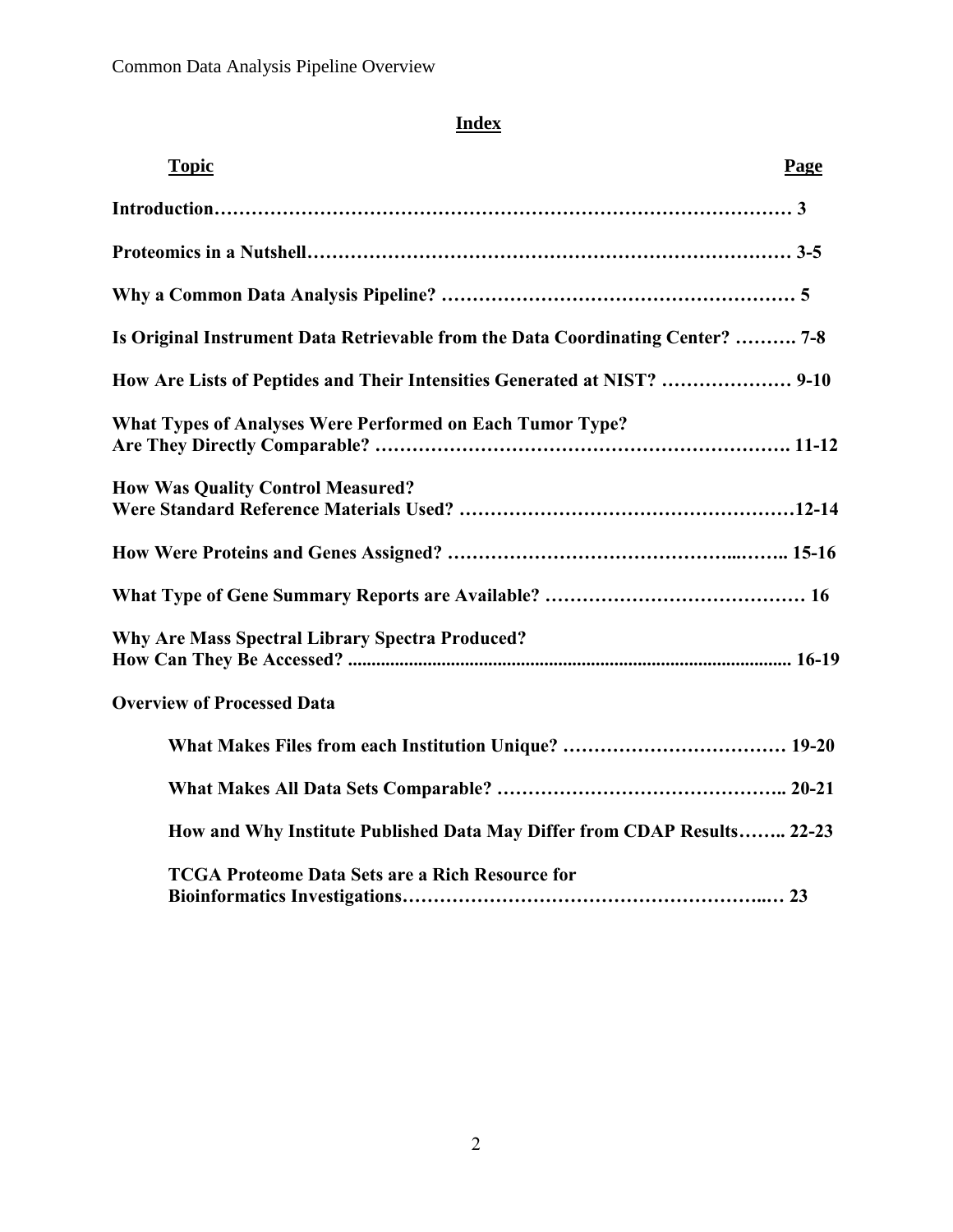## Index

| Topic | Page |
|---|---|
| **Introduction** | **3** |
| **Proteomics in a Nutshell** | **3-5** |
| **Why a Common Data Analysis Pipeline?** | **5** |
| **Is Original Instrument Data Retrievable from the Data Coordinating Center?** | **7-8** |
| **How Are Lists of Peptides and Their Intensities Generated at NIST?** | **9-10** |
| **What Types of Analyses Were Performed on Each Tumor Type? Are They Directly Comparable?** | **11-12** |
| **How Was Quality Control Measured? Were Standard Reference Materials Used?** | **12-14** |
| **How Were Proteins and Genes Assigned?** | **15-16** |
| **What Type of Gene Summary Reports are Available?** | **16** |
| **Why Are Mass Spectral Library Spectra Produced? How Can They Be Accessed?** | **16-19** |
| **Overview of Processed Data** | |
| **What Makes Files from each Institution Unique?** | **19-20** |
| **What Makes All Data Sets Comparable?** | **20-21** |
| **How and Why Institute Published Data May Differ from CDAP Results** | **22-23** |
| **TCGA Proteome Data Sets are a Rich Resource for Bioinformatics Investigations** | **23** |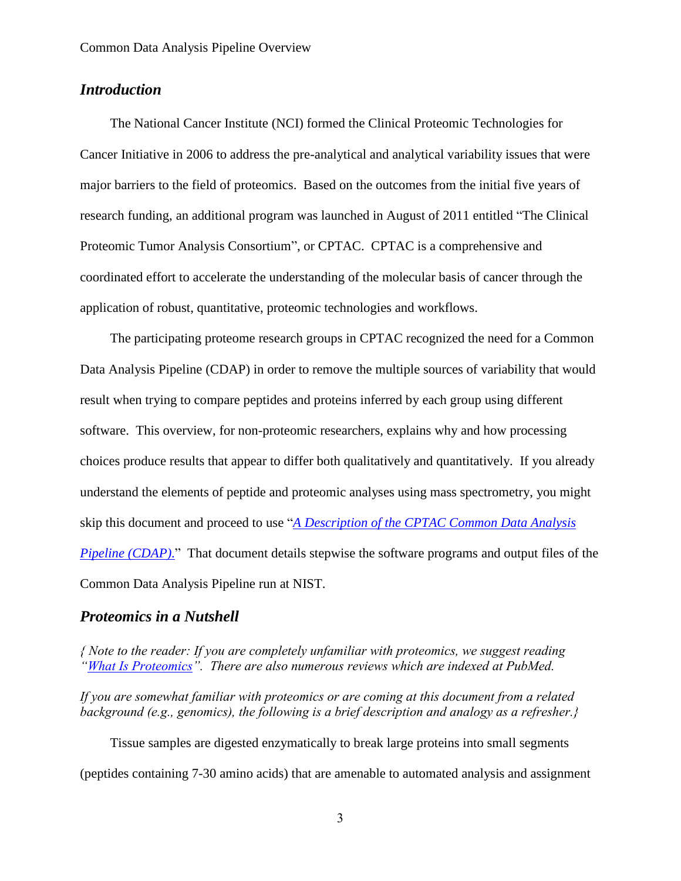## *Introduction*

The National Cancer Institute (NCI) formed the Clinical Proteomic Technologies for Cancer Initiative in 2006 to address the pre-analytical and analytical variability issues that were major barriers to the field of proteomics. Based on the outcomes from the initial five years of research funding, an additional program was launched in August of 2011 entitled "The Clinical Proteomic Tumor Analysis Consortium", or CPTAC. CPTAC is a comprehensive and coordinated effort to accelerate the understanding of the molecular basis of cancer through the application of robust, quantitative, proteomic technologies and workflows.

The participating proteome research groups in CPTAC recognized the need for a Common Data Analysis Pipeline (CDAP) in order to remove the multiple sources of variability that would result when trying to compare peptides and proteins inferred by each group using different software. This overview, for non-proteomic researchers, explains why and how processing choices produce results that appear to differ both qualitatively and quantitatively. If you already understand the elements of peptide and proteomic analyses using mass spectrometry, you might skip this document and proceed to use "*A Description of the CPTAC Common Data Analysis Pipeline (CDAP).*" That document details stepwise the software programs and output files of the Common Data Analysis Pipeline run at NIST.

## *Proteomics in a Nutshell*

*{ Note to the reader: If you are completely unfamiliar with proteomics, we suggest reading "What Is Proteomics". There are also numerous reviews which are indexed at PubMed.*

*If you are somewhat familiar with proteomics or are coming at this document from a related background (e.g., genomics), the following is a brief description and analogy as a refresher.}*

Tissue samples are digested enzymatically to break large proteins into small segments (peptides containing 7-30 amino acids) that are amenable to automated analysis and assignment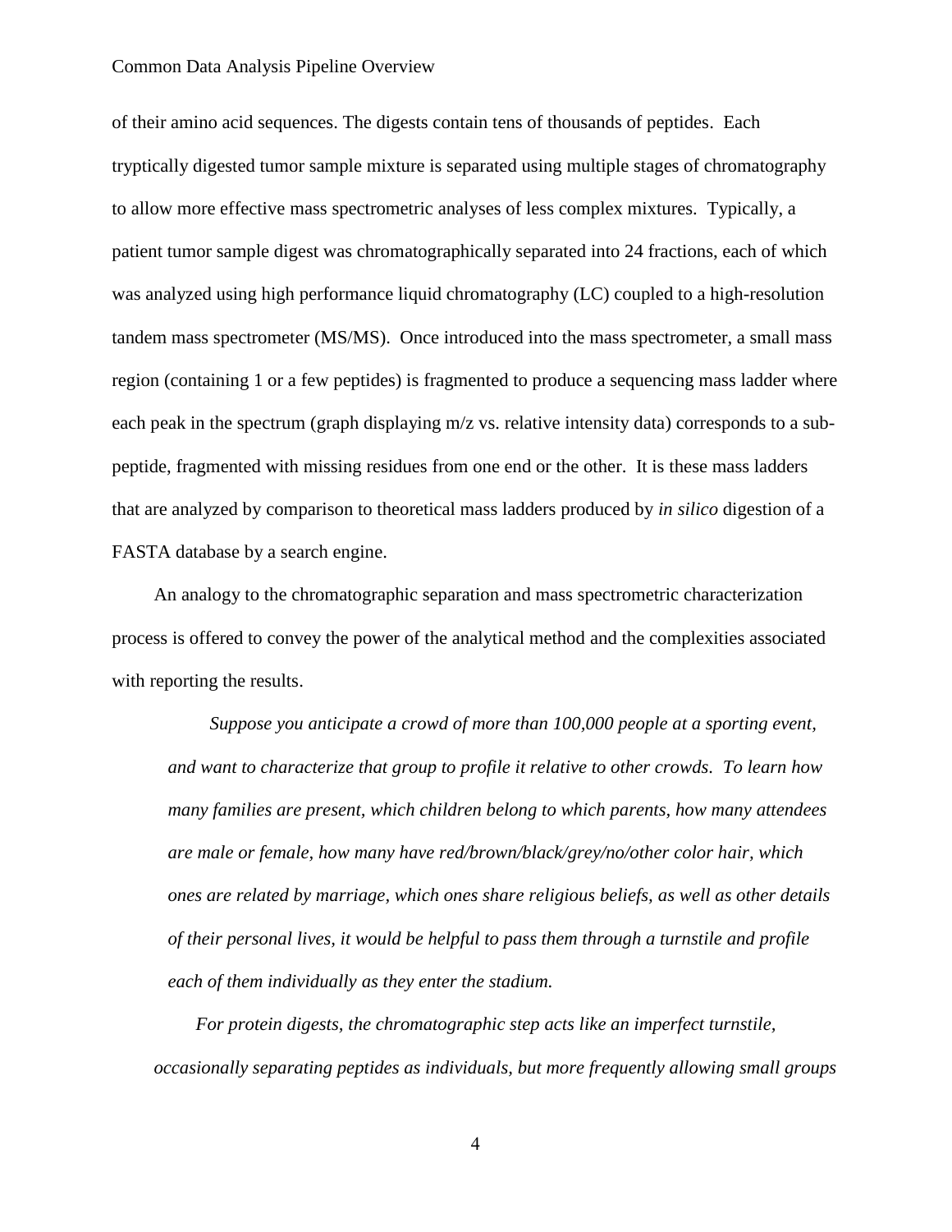of their amino acid sequences. The digests contain tens of thousands of peptides. Each tryptically digested tumor sample mixture is separated using multiple stages of chromatography to allow more effective mass spectrometric analyses of less complex mixtures. Typically, a patient tumor sample digest was chromatographically separated into 24 fractions, each of which was analyzed using high performance liquid chromatography (LC) coupled to a high-resolution tandem mass spectrometer (MS/MS). Once introduced into the mass spectrometer, a small mass region (containing 1 or a few peptides) is fragmented to produce a sequencing mass ladder where each peak in the spectrum (graph displaying m/z vs. relative intensity data) corresponds to a sub-peptide, fragmented with missing residues from one end or the other. It is these mass ladders that are analyzed by comparison to theoretical mass ladders produced by *in silico* digestion of a FASTA database by a search engine.

An analogy to the chromatographic separation and mass spectrometric characterization process is offered to convey the power of the analytical method and the complexities associated with reporting the results.

> *Suppose you anticipate a crowd of more than 100,000 people at a sporting event, and want to characterize that group to profile it relative to other crowds. To learn how many families are present, which children belong to which parents, how many attendees are male or female, how many have red/brown/black/grey/no/other color hair, which ones are related by marriage, which ones share religious beliefs, as well as other details of their personal lives, it would be helpful to pass them through a turnstile and profile each of them individually as they enter the stadium.*
>
> *For protein digests, the chromatographic step acts like an imperfect turnstile, occasionally separating peptides as individuals, but more frequently allowing small groups*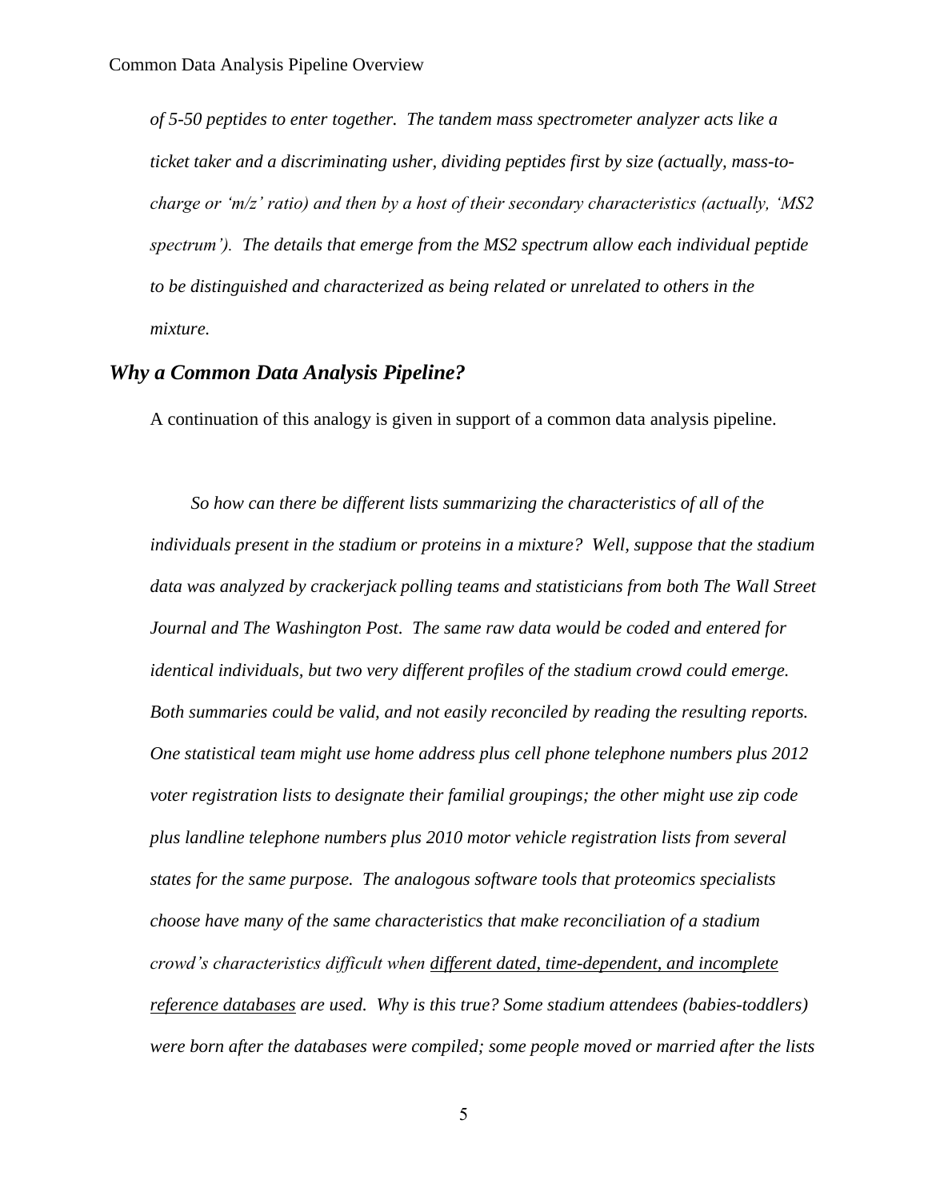*of 5-50 peptides to enter together. The tandem mass spectrometer analyzer acts like a ticket taker and a discriminating usher, dividing peptides first by size (actually, mass-to-charge or 'm/z' ratio) and then by a host of their secondary characteristics (actually, 'MS2 spectrum'). The details that emerge from the MS2 spectrum allow each individual peptide to be distinguished and characterized as being related or unrelated to others in the mixture.*

## *Why a Common Data Analysis Pipeline?*

A continuation of this analogy is given in support of a common data analysis pipeline.

*So how can there be different lists summarizing the characteristics of all of the individuals present in the stadium or proteins in a mixture? Well, suppose that the stadium data was analyzed by crackerjack polling teams and statisticians from both The Wall Street Journal and The Washington Post. The same raw data would be coded and entered for identical individuals, but two very different profiles of the stadium crowd could emerge. Both summaries could be valid, and not easily reconciled by reading the resulting reports. One statistical team might use home address plus cell phone telephone numbers plus 2012 voter registration lists to designate their familial groupings; the other might use zip code plus landline telephone numbers plus 2010 motor vehicle registration lists from several states for the same purpose. The analogous software tools that proteomics specialists choose have many of the same characteristics that make reconciliation of a stadium crowd's characteristics difficult when <u>different dated, time-dependent, and incomplete reference databases</u> are used. Why is this true? Some stadium attendees (babies-toddlers) were born after the databases were compiled; some people moved or married after the lists*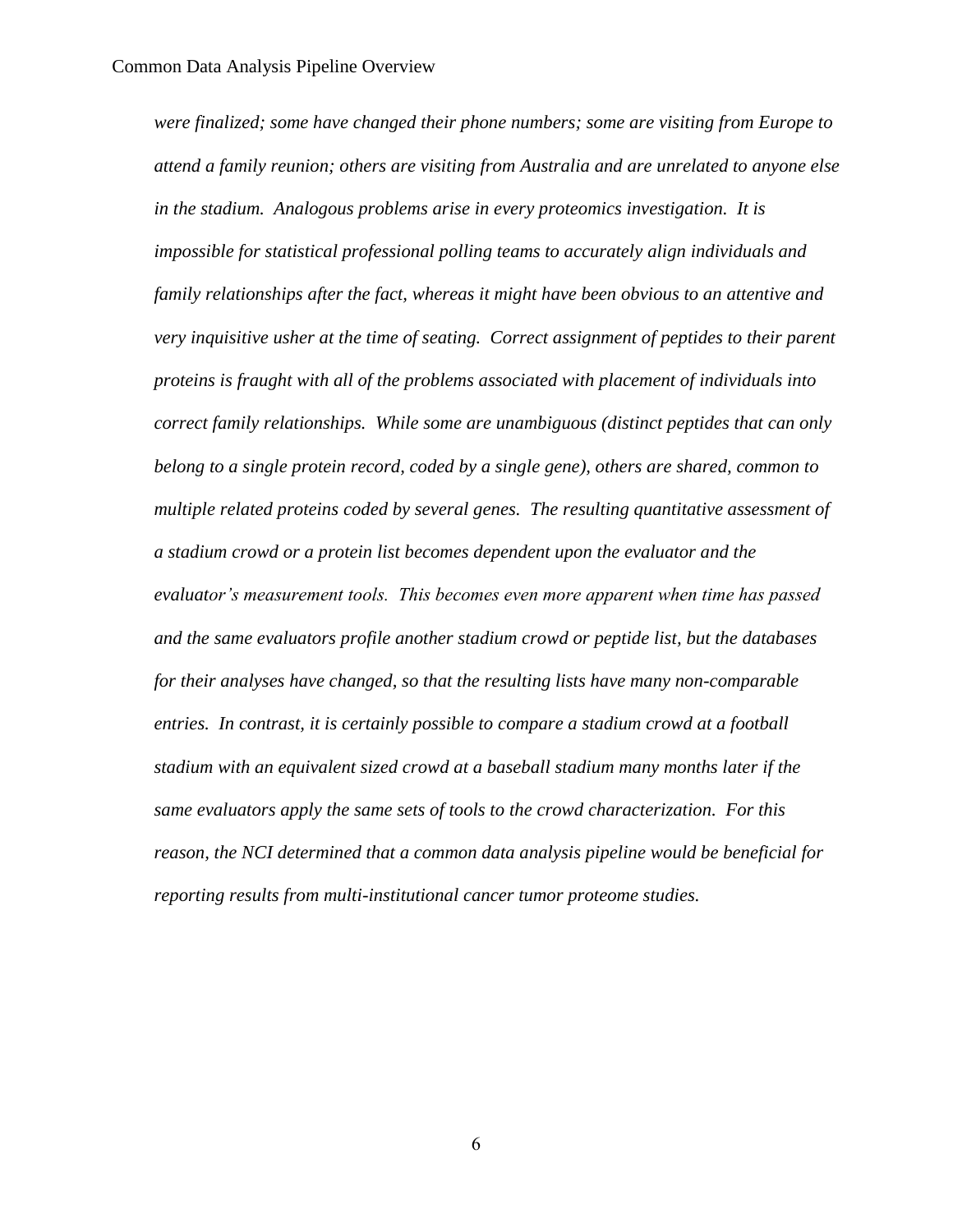*were finalized; some have changed their phone numbers; some are visiting from Europe to attend a family reunion; others are visiting from Australia and are unrelated to anyone else in the stadium. Analogous problems arise in every proteomics investigation. It is impossible for statistical professional polling teams to accurately align individuals and family relationships after the fact, whereas it might have been obvious to an attentive and very inquisitive usher at the time of seating. Correct assignment of peptides to their parent proteins is fraught with all of the problems associated with placement of individuals into correct family relationships. While some are unambiguous (distinct peptides that can only belong to a single protein record, coded by a single gene), others are shared, common to multiple related proteins coded by several genes. The resulting quantitative assessment of a stadium crowd or a protein list becomes dependent upon the evaluator and the evaluator's measurement tools. This becomes even more apparent when time has passed and the same evaluators profile another stadium crowd or peptide list, but the databases for their analyses have changed, so that the resulting lists have many non-comparable entries. In contrast, it is certainly possible to compare a stadium crowd at a football stadium with an equivalent sized crowd at a baseball stadium many months later if the same evaluators apply the same sets of tools to the crowd characterization. For this reason, the NCI determined that a common data analysis pipeline would be beneficial for reporting results from multi-institutional cancer tumor proteome studies.*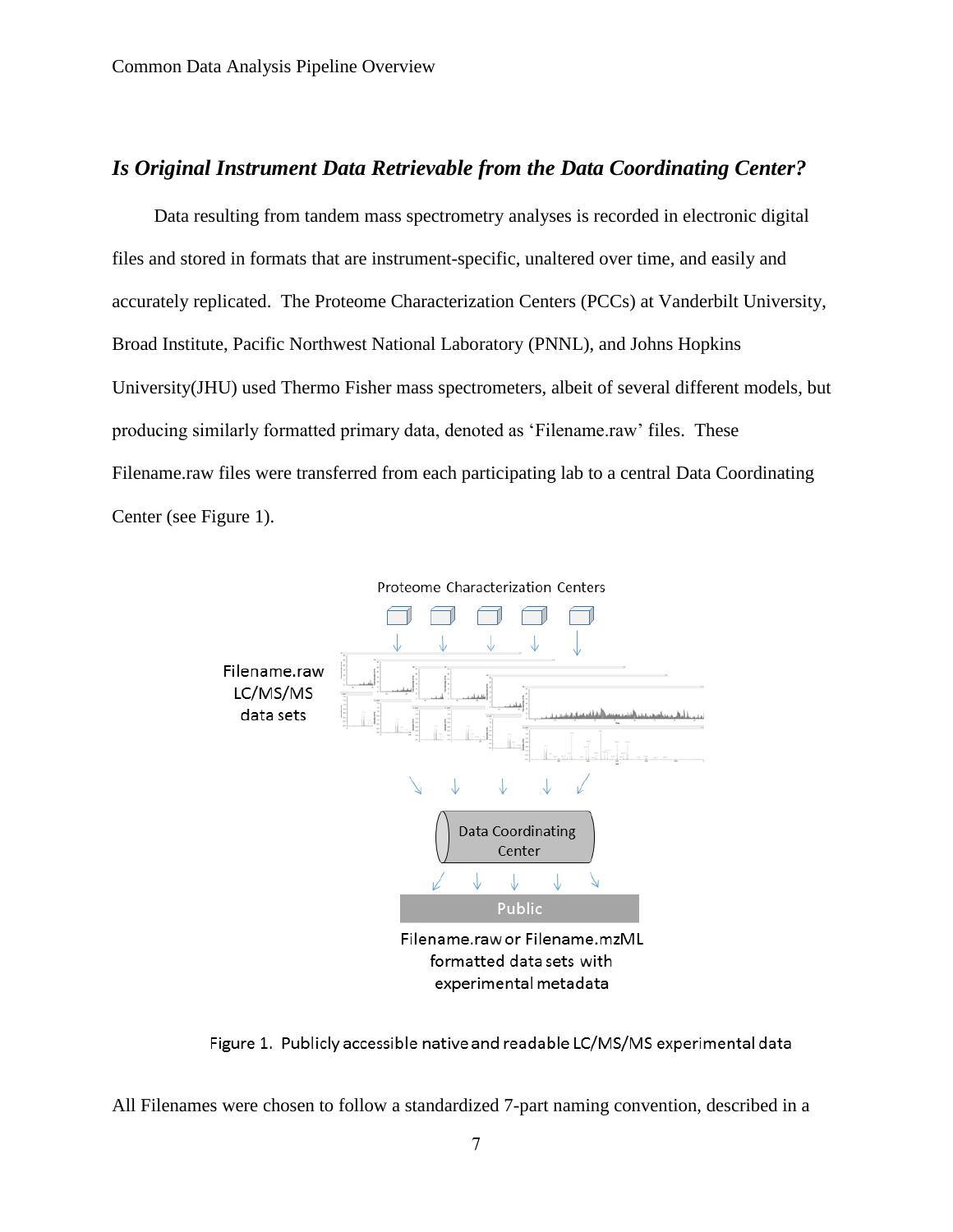## *Is Original Instrument Data Retrievable from the Data Coordinating Center?*

Data resulting from tandem mass spectrometry analyses is recorded in electronic digital files and stored in formats that are instrument-specific, unaltered over time, and easily and accurately replicated. The Proteome Characterization Centers (PCCs) at Vanderbilt University, Broad Institute, Pacific Northwest National Laboratory (PNNL), and Johns Hopkins University(JHU) used Thermo Fisher mass spectrometers, albeit of several different models, but producing similarly formatted primary data, denoted as 'Filename.raw' files. These Filename.raw files were transferred from each participating lab to a central Data Coordinating Center (see Figure 1).

Proteome Characterization Centers

Filename.raw LC/MS/MS data sets

Data Coordinating Center

Public

Filename.raw or Filename.mzML formatted data sets with experimental metadata

Figure 1. Publicly accessible native and readable LC/MS/MS experimental data

All Filenames were chosen to follow a standardized 7-part naming convention, described in a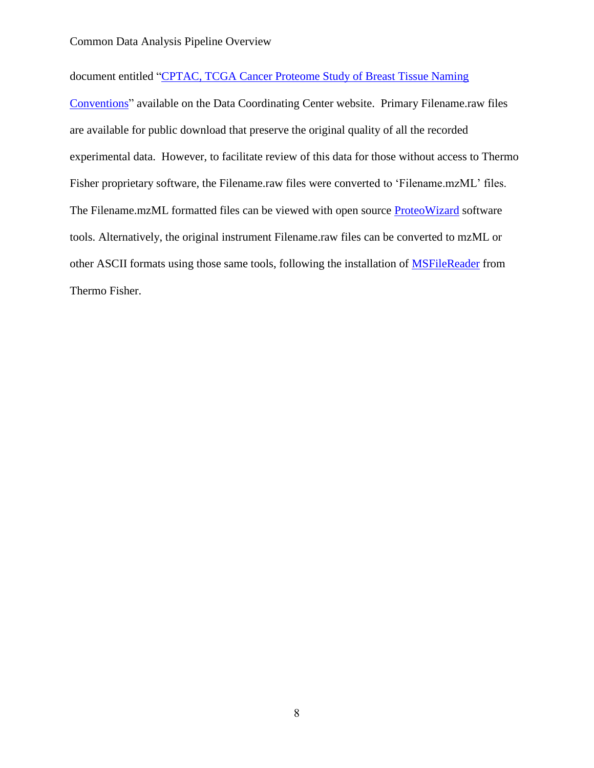document entitled "CPTAC, TCGA Cancer Proteome Study of Breast Tissue Naming Conventions" available on the Data Coordinating Center website. Primary Filename.raw files are available for public download that preserve the original quality of all the recorded experimental data. However, to facilitate review of this data for those without access to Thermo Fisher proprietary software, the Filename.raw files were converted to 'Filename.mzML' files. The Filename.mzML formatted files can be viewed with open source ProteoWizard software tools. Alternatively, the original instrument Filename.raw files can be converted to mzML or other ASCII formats using those same tools, following the installation of MSFileReader from Thermo Fisher.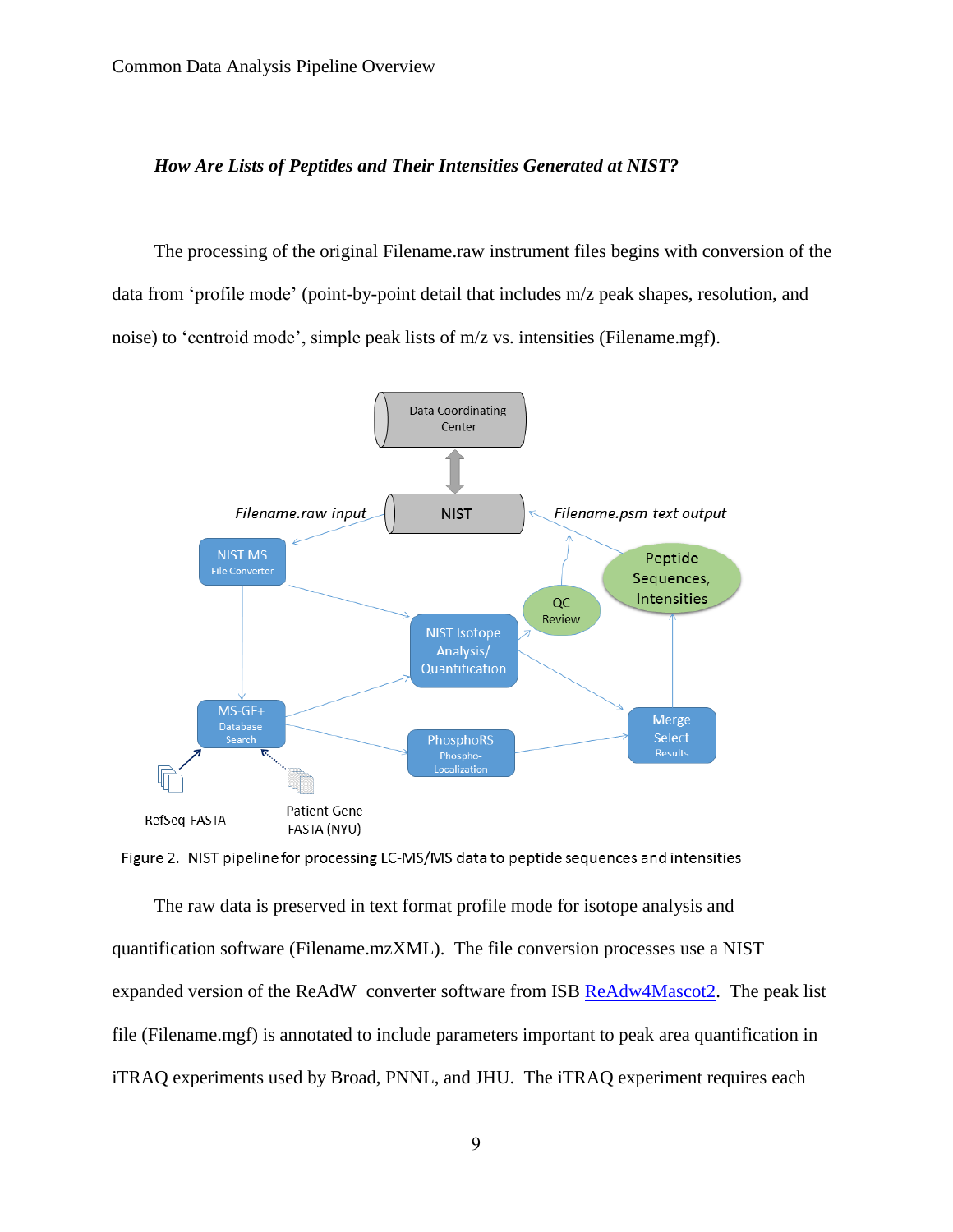*How Are Lists of Peptides and Their Intensities Generated at NIST?*

The processing of the original Filename.raw instrument files begins with conversion of the data from ‘profile mode’ (point-by-point detail that includes m/z peak shapes, resolution, and noise) to ‘centroid mode’, simple peak lists of m/z vs. intensities (Filename.mgf).

Figure 2. NIST pipeline for processing LC-MS/MS data to peptide sequences and intensities

The raw data is preserved in text format profile mode for isotope analysis and quantification software (Filename.mzXML). The file conversion processes use a NIST expanded version of the ReAdW converter software from ISB [ReAdw4Mascot2](ReAdw4Mascot2). The peak list file (Filename.mgf) is annotated to include parameters important to peak area quantification in iTRAQ experiments used by Broad, PNNL, and JHU. The iTRAQ experiment requires each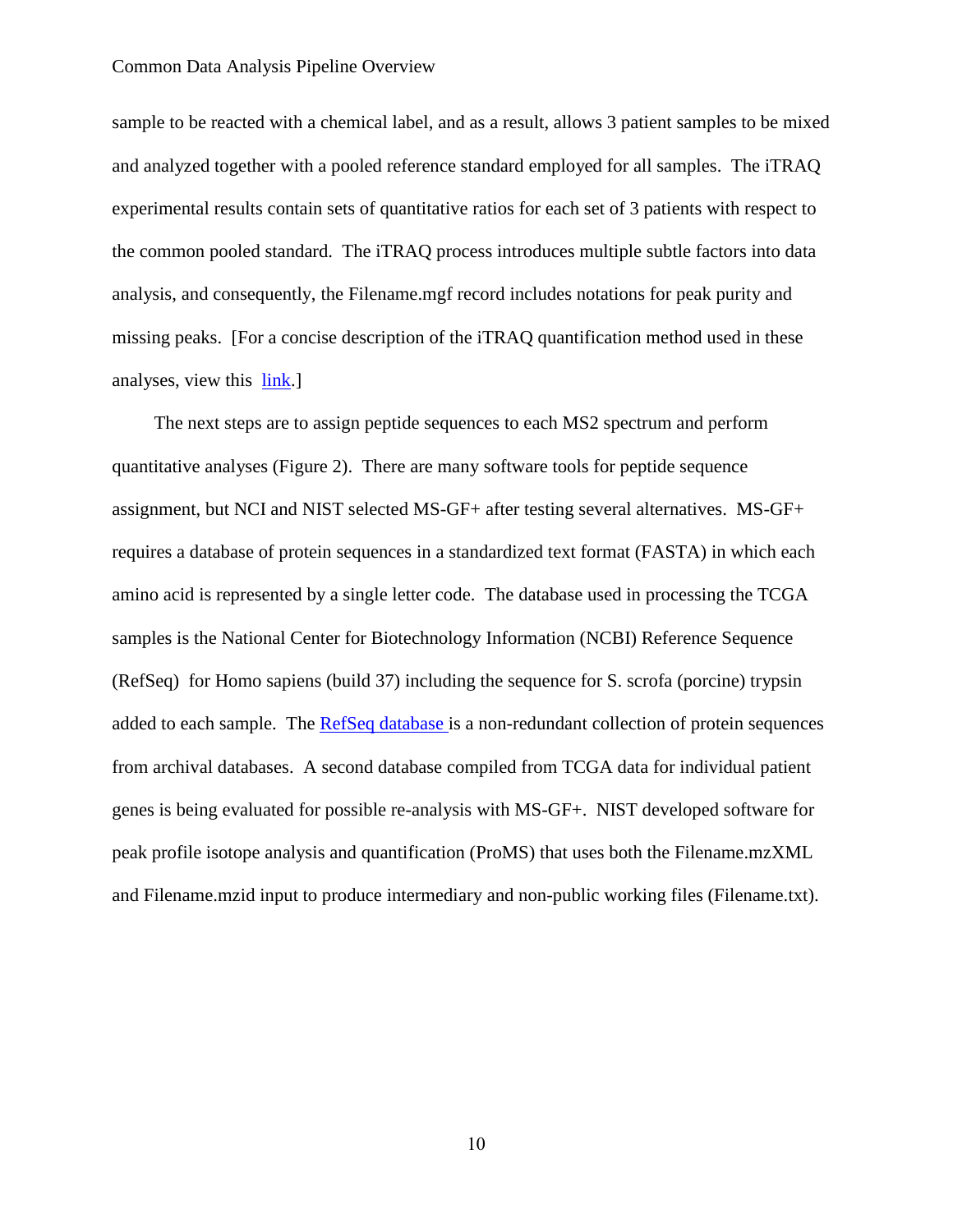sample to be reacted with a chemical label, and as a result, allows 3 patient samples to be mixed and analyzed together with a pooled reference standard employed for all samples. The iTRAQ experimental results contain sets of quantitative ratios for each set of 3 patients with respect to the common pooled standard. The iTRAQ process introduces multiple subtle factors into data analysis, and consequently, the Filename.mgf record includes notations for peak purity and missing peaks. [For a concise description of the iTRAQ quantification method used in these analyses, view this link.]

The next steps are to assign peptide sequences to each MS2 spectrum and perform quantitative analyses (Figure 2). There are many software tools for peptide sequence assignment, but NCI and NIST selected MS-GF+ after testing several alternatives. MS-GF+ requires a database of protein sequences in a standardized text format (FASTA) in which each amino acid is represented by a single letter code. The database used in processing the TCGA samples is the National Center for Biotechnology Information (NCBI) Reference Sequence (RefSeq) for Homo sapiens (build 37) including the sequence for S. scrofa (porcine) trypsin added to each sample. The RefSeq database is a non-redundant collection of protein sequences from archival databases. A second database compiled from TCGA data for individual patient genes is being evaluated for possible re-analysis with MS-GF+. NIST developed software for peak profile isotope analysis and quantification (ProMS) that uses both the Filename.mzXML and Filename.mzid input to produce intermediary and non-public working files (Filename.txt).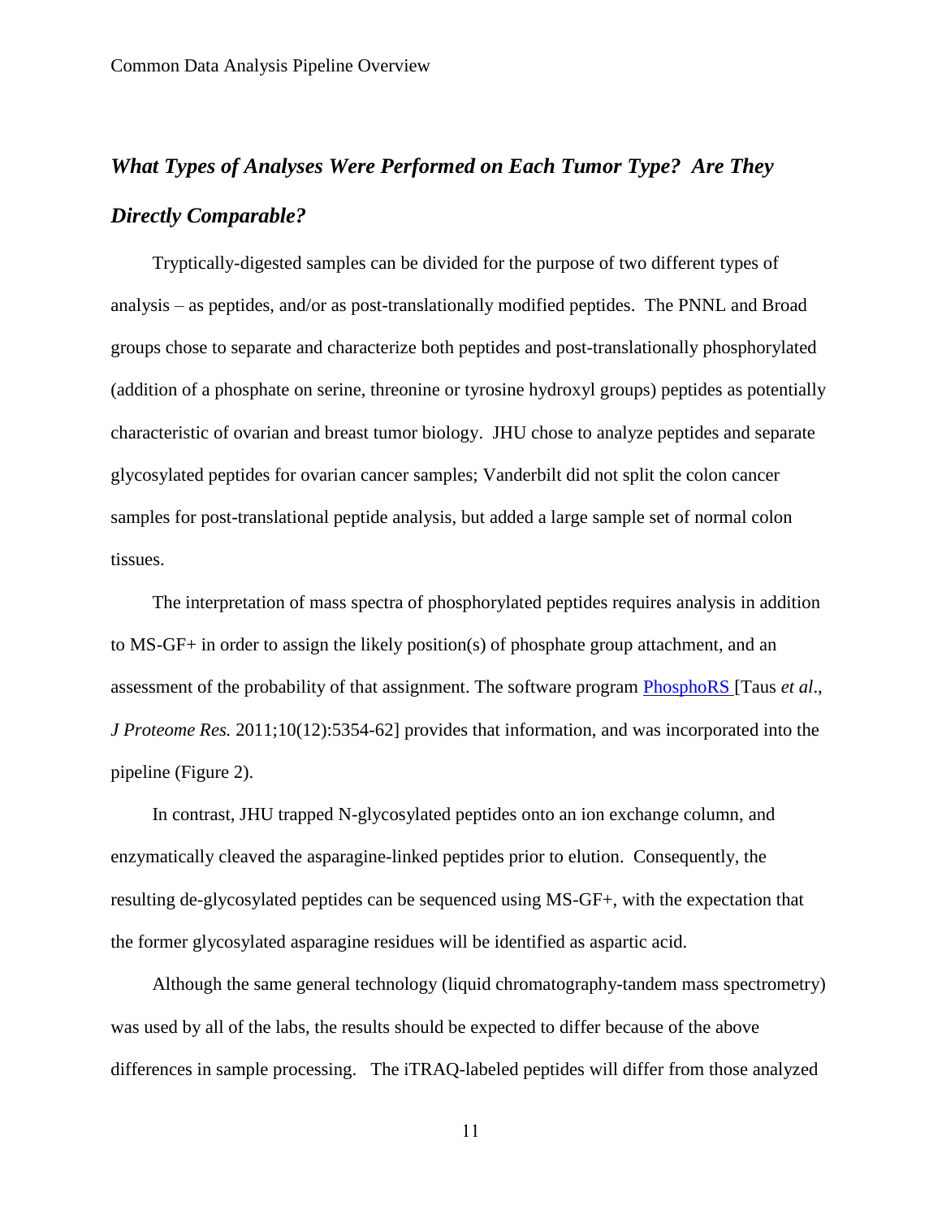## *What Types of Analyses Were Performed on Each Tumor Type? Are They Directly Comparable?*

Tryptically-digested samples can be divided for the purpose of two different types of analysis – as peptides, and/or as post-translationally modified peptides. The PNNL and Broad groups chose to separate and characterize both peptides and post-translationally phosphorylated (addition of a phosphate on serine, threonine or tyrosine hydroxyl groups) peptides as potentially characteristic of ovarian and breast tumor biology. JHU chose to analyze peptides and separate glycosylated peptides for ovarian cancer samples; Vanderbilt did not split the colon cancer samples for post-translational peptide analysis, but added a large sample set of normal colon tissues.

The interpretation of mass spectra of phosphorylated peptides requires analysis in addition to MS-GF+ in order to assign the likely position(s) of phosphate group attachment, and an assessment of the probability of that assignment. The software program PhosphoRS [Taus *et al*., *J Proteome Res.* 2011;10(12):5354-62] provides that information, and was incorporated into the pipeline (Figure 2).

In contrast, JHU trapped N-glycosylated peptides onto an ion exchange column, and enzymatically cleaved the asparagine-linked peptides prior to elution. Consequently, the resulting de-glycosylated peptides can be sequenced using MS-GF+, with the expectation that the former glycosylated asparagine residues will be identified as aspartic acid.

Although the same general technology (liquid chromatography-tandem mass spectrometry) was used by all of the labs, the results should be expected to differ because of the above differences in sample processing. The iTRAQ-labeled peptides will differ from those analyzed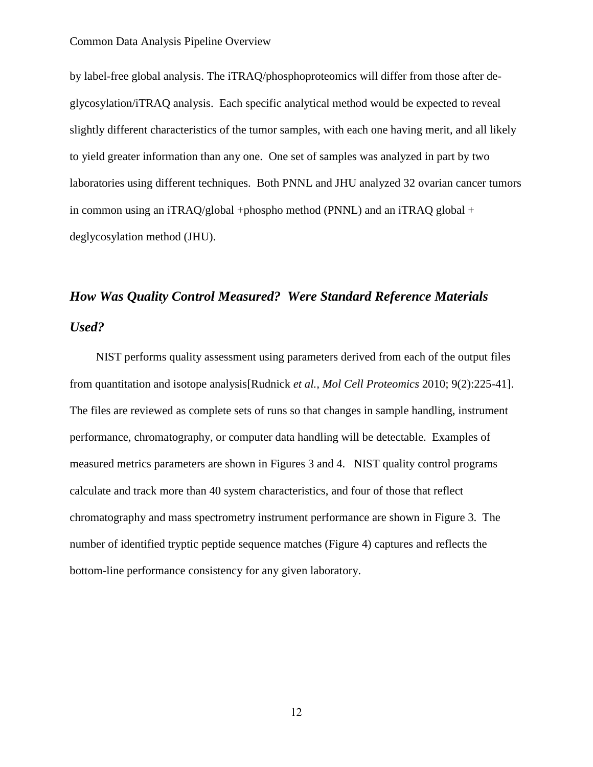by label-free global analysis. The iTRAQ/phosphoproteomics will differ from those after de-glycosylation/iTRAQ analysis. Each specific analytical method would be expected to reveal slightly different characteristics of the tumor samples, with each one having merit, and all likely to yield greater information than any one. One set of samples was analyzed in part by two laboratories using different techniques. Both PNNL and JHU analyzed 32 ovarian cancer tumors in common using an iTRAQ/global +phospho method (PNNL) and an iTRAQ global + deglycosylation method (JHU).

## *How Was Quality Control Measured? Were Standard Reference Materials Used?*

NIST performs quality assessment using parameters derived from each of the output files from quantitation and isotope analysis[Rudnick *et al., Mol Cell Proteomics* 2010; 9(2):225-41]. The files are reviewed as complete sets of runs so that changes in sample handling, instrument performance, chromatography, or computer data handling will be detectable. Examples of measured metrics parameters are shown in Figures 3 and 4. NIST quality control programs calculate and track more than 40 system characteristics, and four of those that reflect chromatography and mass spectrometry instrument performance are shown in Figure 3. The number of identified tryptic peptide sequence matches (Figure 4) captures and reflects the bottom-line performance consistency for any given laboratory.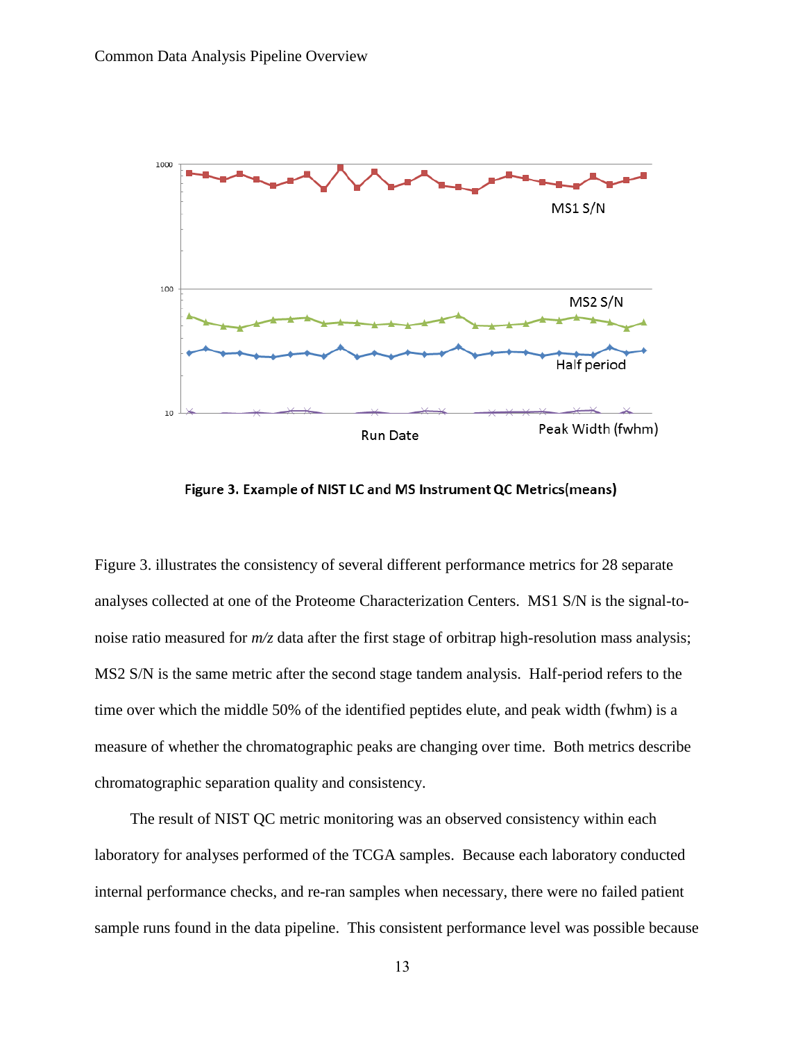Figure 3. Example of NIST LC and MS Instrument QC Metrics(means)

Figure 3. illustrates the consistency of several different performance metrics for 28 separate analyses collected at one of the Proteome Characterization Centers. MS1 S/N is the signal-to-noise ratio measured for *m/z* data after the first stage of orbitrap high-resolution mass analysis; MS2 S/N is the same metric after the second stage tandem analysis. Half-period refers to the time over which the middle 50% of the identified peptides elute, and peak width (fwhm) is a measure of whether the chromatographic peaks are changing over time. Both metrics describe chromatographic separation quality and consistency.

The result of NIST QC metric monitoring was an observed consistency within each laboratory for analyses performed of the TCGA samples. Because each laboratory conducted internal performance checks, and re-ran samples when necessary, there were no failed patient sample runs found in the data pipeline. This consistent performance level was possible because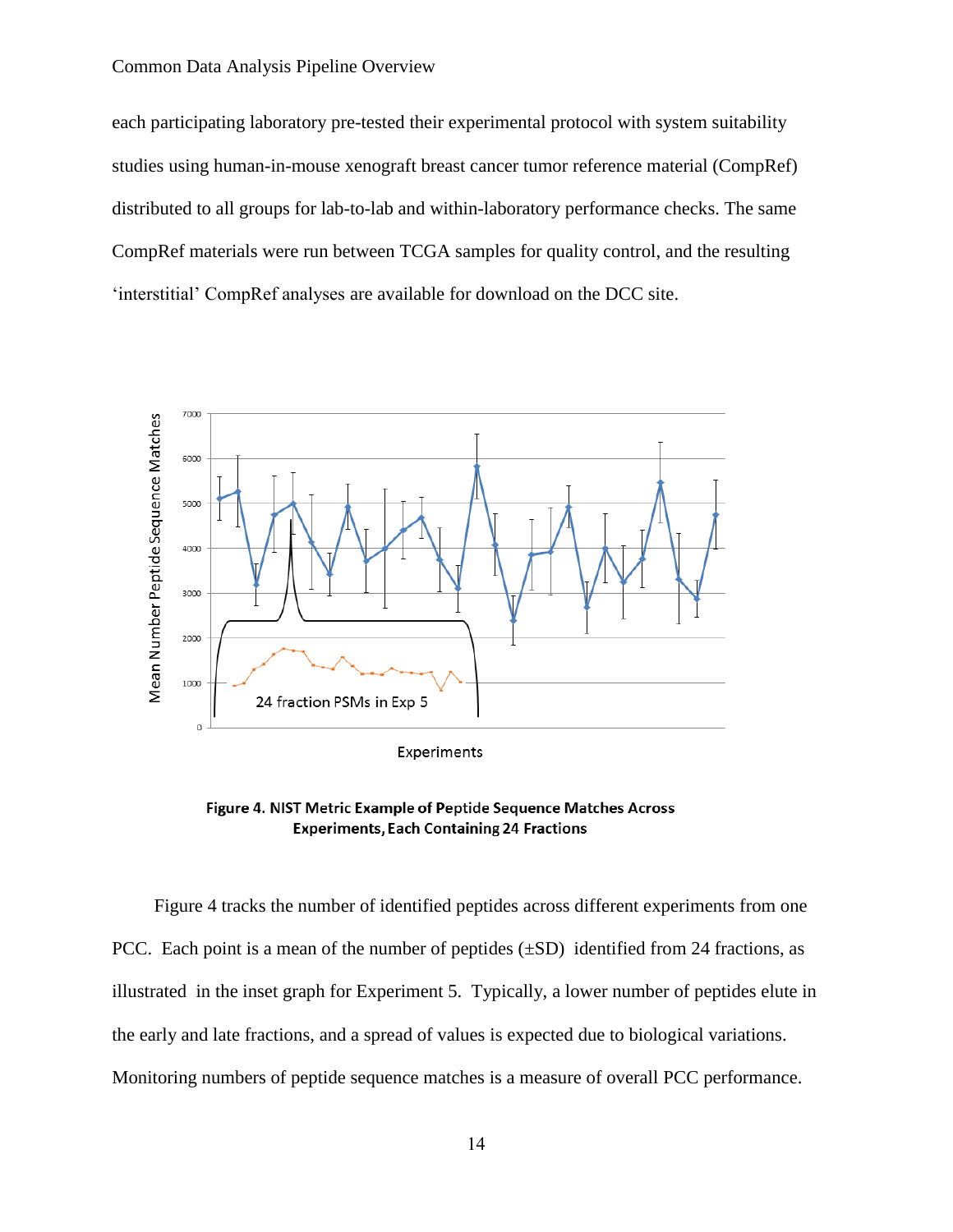each participating laboratory pre-tested their experimental protocol with system suitability studies using human-in-mouse xenograft breast cancer tumor reference material (CompRef) distributed to all groups for lab-to-lab and within-laboratory performance checks. The same CompRef materials were run between TCGA samples for quality control, and the resulting 'interstitial' CompRef analyses are available for download on the DCC site.

**Figure 4. NIST Metric Example of Peptide Sequence Matches Across Experiments, Each Containing 24 Fractions**

Figure 4 tracks the number of identified peptides across different experiments from one PCC. Each point is a mean of the number of peptides (±SD) identified from 24 fractions, as illustrated in the inset graph for Experiment 5. Typically, a lower number of peptides elute in the early and late fractions, and a spread of values is expected due to biological variations. Monitoring numbers of peptide sequence matches is a measure of overall PCC performance.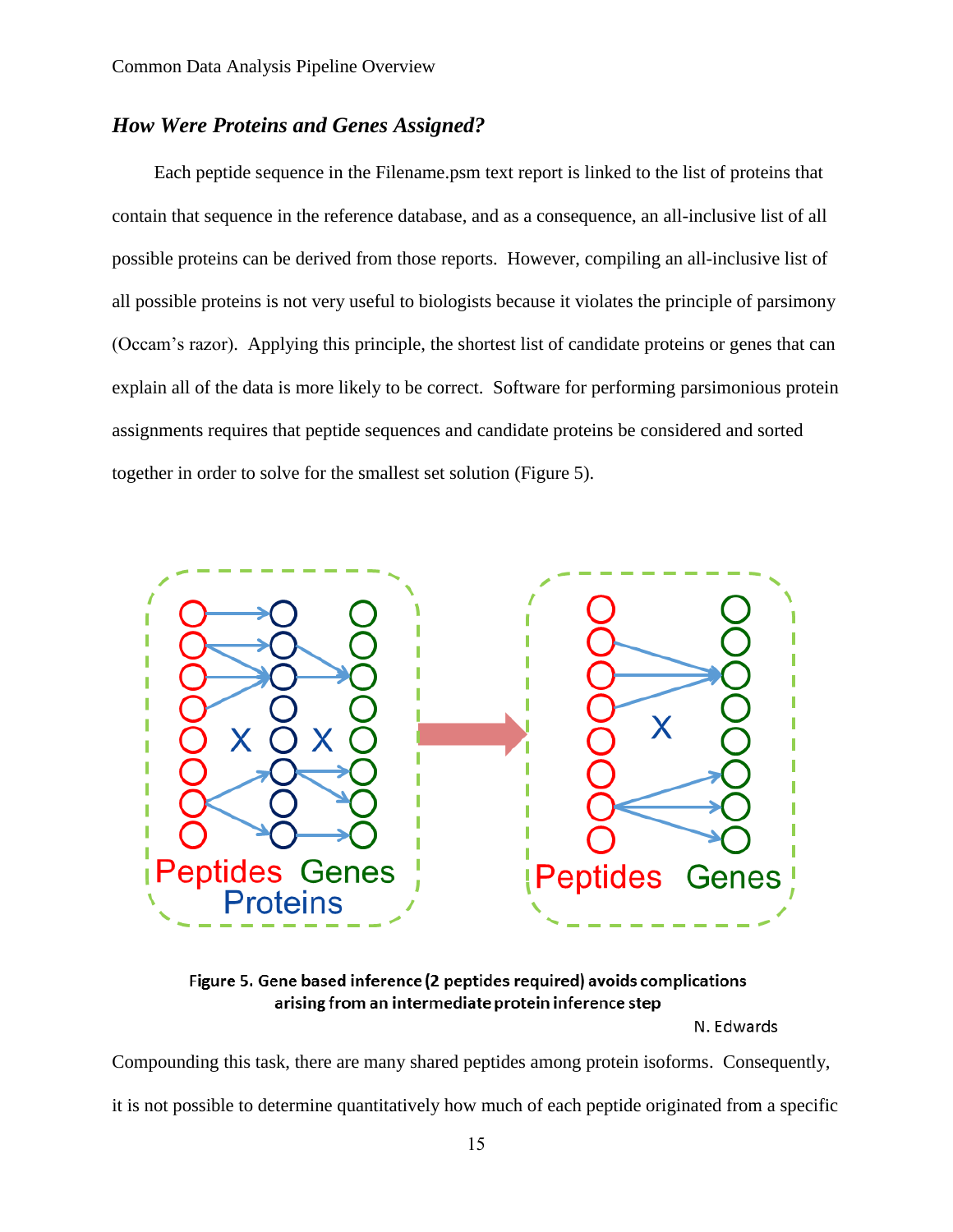### *How Were Proteins and Genes Assigned?*

Each peptide sequence in the Filename.psm text report is linked to the list of proteins that contain that sequence in the reference database, and as a consequence, an all-inclusive list of all possible proteins can be derived from those reports. However, compiling an all-inclusive list of all possible proteins is not very useful to biologists because it violates the principle of parsimony (Occam's razor). Applying this principle, the shortest list of candidate proteins or genes that can explain all of the data is more likely to be correct. Software for performing parsimonious protein assignments requires that peptide sequences and candidate proteins be considered and sorted together in order to solve for the smallest set solution (Figure 5).

**Figure 5. Gene based inference (2 peptides required) avoids complications arising from an intermediate protein inference step**

N. Edwards

Compounding this task, there are many shared peptides among protein isoforms. Consequently, it is not possible to determine quantitatively how much of each peptide originated from a specific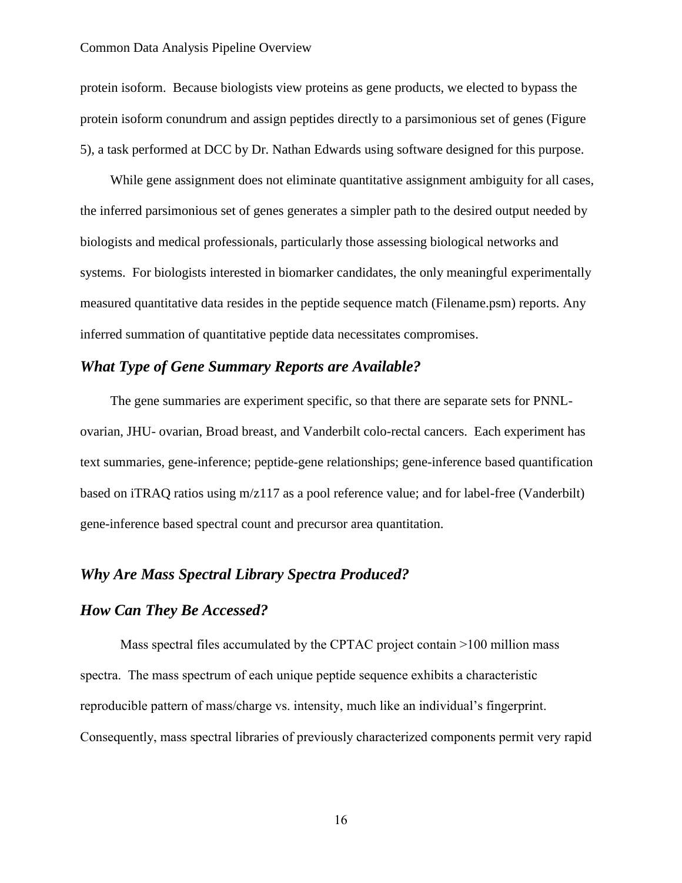protein isoform. Because biologists view proteins as gene products, we elected to bypass the protein isoform conundrum and assign peptides directly to a parsimonious set of genes (Figure 5), a task performed at DCC by Dr. Nathan Edwards using software designed for this purpose.

While gene assignment does not eliminate quantitative assignment ambiguity for all cases, the inferred parsimonious set of genes generates a simpler path to the desired output needed by biologists and medical professionals, particularly those assessing biological networks and systems. For biologists interested in biomarker candidates, the only meaningful experimentally measured quantitative data resides in the peptide sequence match (Filename.psm) reports. Any inferred summation of quantitative peptide data necessitates compromises.

## *What Type of Gene Summary Reports are Available?*

The gene summaries are experiment specific, so that there are separate sets for PNNL-ovarian, JHU- ovarian, Broad breast, and Vanderbilt colo-rectal cancers. Each experiment has text summaries, gene-inference; peptide-gene relationships; gene-inference based quantification based on iTRAQ ratios using m/z117 as a pool reference value; and for label-free (Vanderbilt) gene-inference based spectral count and precursor area quantitation.

## *Why Are Mass Spectral Library Spectra Produced?*

## *How Can They Be Accessed?*

Mass spectral files accumulated by the CPTAC project contain >100 million mass spectra. The mass spectrum of each unique peptide sequence exhibits a characteristic reproducible pattern of mass/charge vs. intensity, much like an individual's fingerprint. Consequently, mass spectral libraries of previously characterized components permit very rapid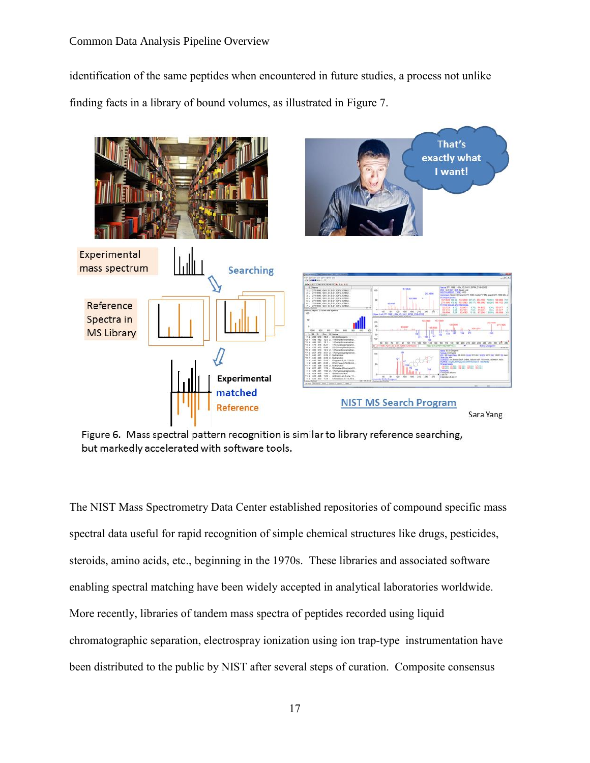identification of the same peptides when encountered in future studies, a process not unlike finding facts in a library of bound volumes, as illustrated in Figure 7.

Figure 6. Mass spectral pattern recognition is similar to library reference searching, but markedly accelerated with software tools.

The NIST Mass Spectrometry Data Center established repositories of compound specific mass spectral data useful for rapid recognition of simple chemical structures like drugs, pesticides, steroids, amino acids, etc., beginning in the 1970s. These libraries and associated software enabling spectral matching have been widely accepted in analytical laboratories worldwide. More recently, libraries of tandem mass spectra of peptides recorded using liquid chromatographic separation, electrospray ionization using ion trap-type instrumentation have been distributed to the public by NIST after several steps of curation. Composite consensus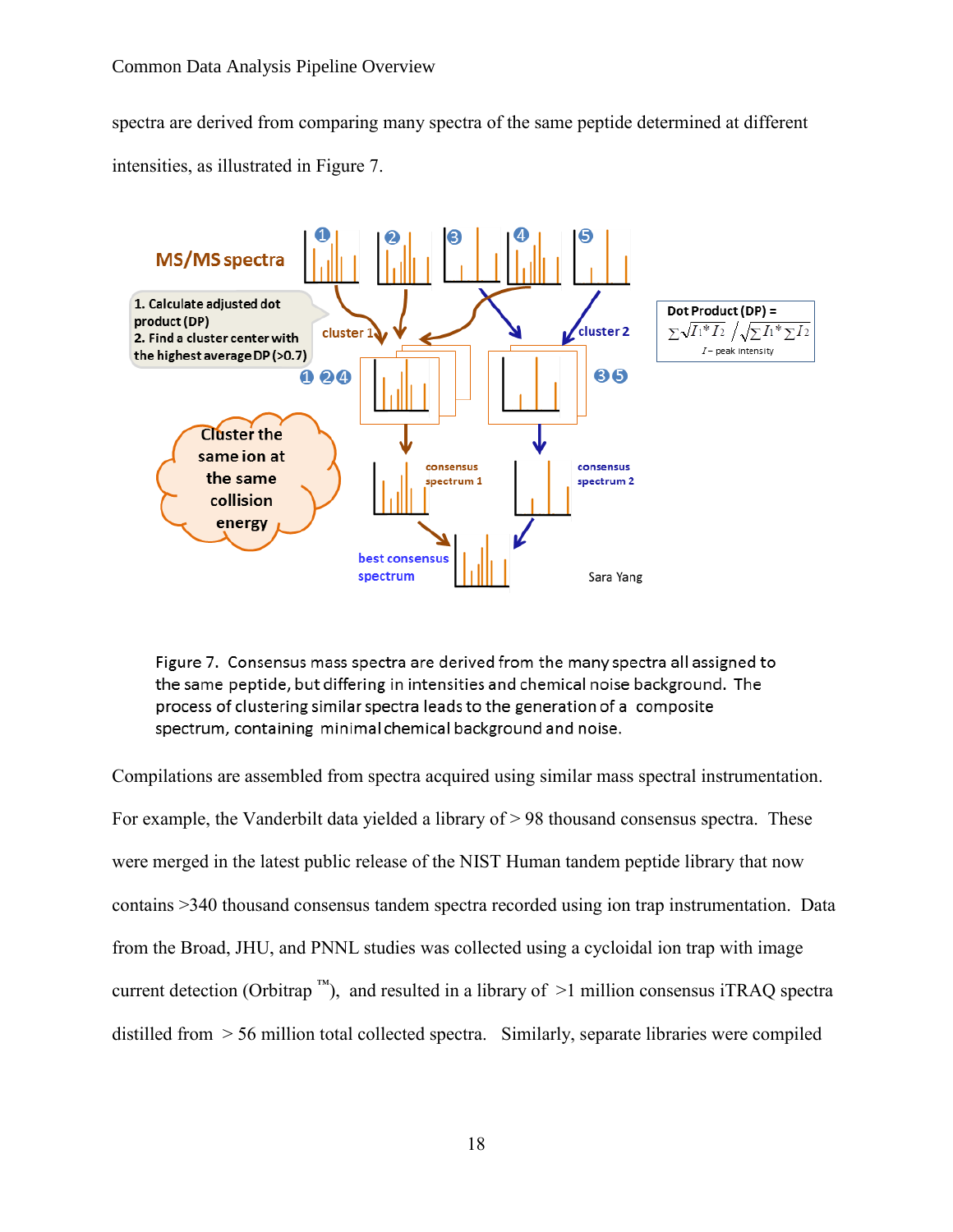spectra are derived from comparing many spectra of the same peptide determined at different intensities, as illustrated in Figure 7.

Figure 7. Consensus mass spectra are derived from the many spectra all assigned to the same peptide, but differing in intensities and chemical noise background. The process of clustering similar spectra leads to the generation of a composite spectrum, containing minimal chemical background and noise.

Compilations are assembled from spectra acquired using similar mass spectral instrumentation. For example, the Vanderbilt data yielded a library of > 98 thousand consensus spectra. These were merged in the latest public release of the NIST Human tandem peptide library that now contains >340 thousand consensus tandem spectra recorded using ion trap instrumentation. Data from the Broad, JHU, and PNNL studies was collected using a cycloidal ion trap with image current detection (Orbitrap ™), and resulted in a library of >1 million consensus iTRAQ spectra distilled from > 56 million total collected spectra. Similarly, separate libraries were compiled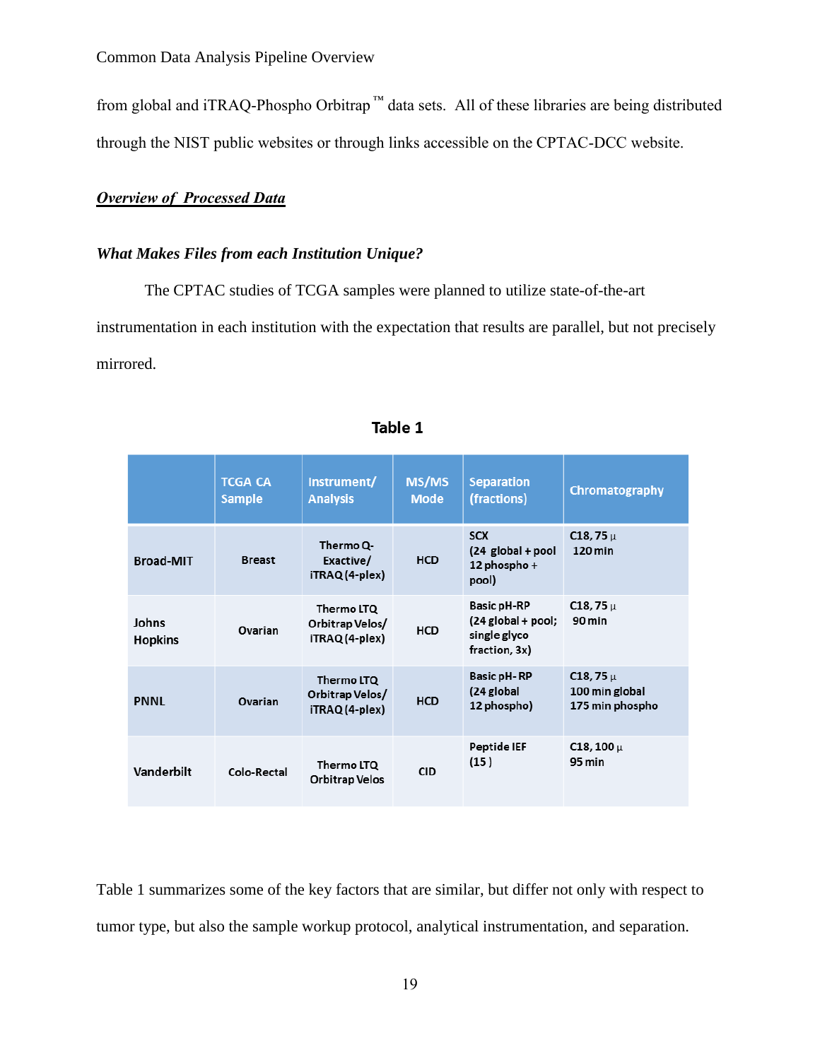from global and iTRAQ-Phospho Orbitrap ™ data sets. All of these libraries are being distributed through the NIST public websites or through links accessible on the CPTAC-DCC website.

## ***Overview of Processed Data***

### ***What Makes Files from each Institution Unique?***

The CPTAC studies of TCGA samples were planned to utilize state-of-the-art instrumentation in each institution with the expectation that results are parallel, but not precisely mirrored.

**Table 1**

| | TCGA CA Sample | Instrument/ Analysis | MS/MS Mode | Separation (fractions) | Chromatography |
|---|---|---|---|---|---|
| Broad-MIT | Breast | Thermo Q-Exactive/ iTRAQ (4-plex) | HCD | SCX (24 global + pool 12 phospho + pool) | C18, 75 µ 120 min |
| Johns Hopkins | Ovarian | Thermo LTQ Orbitrap Velos/ iTRAQ (4-plex) | HCD | Basic pH-RP (24 global + pool; single glyco fraction, 3x) | C18, 75 µ 90 min |
| PNNL | Ovarian | Thermo LTQ Orbitrap Velos/ iTRAQ (4-plex) | HCD | Basic pH- RP (24 global 12 phospho) | C18, 75 µ 100 min global 175 min phospho |
| Vanderbilt | Colo-Rectal | Thermo LTQ Orbitrap Velos | CID | Peptide IEF (15 ) | C18, 100 µ 95 min |

Table 1 summarizes some of the key factors that are similar, but differ not only with respect to tumor type, but also the sample workup protocol, analytical instrumentation, and separation.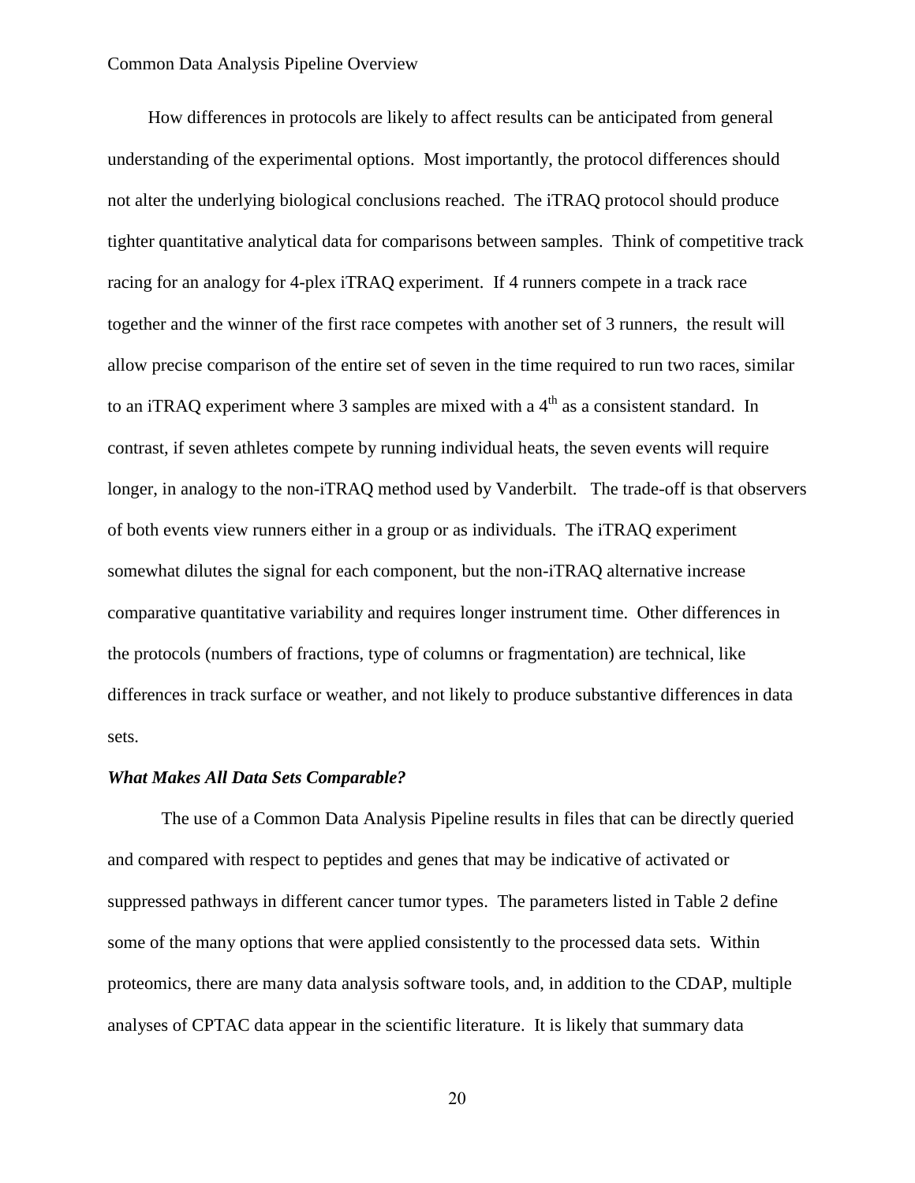How differences in protocols are likely to affect results can be anticipated from general understanding of the experimental options. Most importantly, the protocol differences should not alter the underlying biological conclusions reached. The iTRAQ protocol should produce tighter quantitative analytical data for comparisons between samples. Think of competitive track racing for an analogy for 4-plex iTRAQ experiment. If 4 runners compete in a track race together and the winner of the first race competes with another set of 3 runners, the result will allow precise comparison of the entire set of seven in the time required to run two races, similar to an iTRAQ experiment where 3 samples are mixed with a $4^{th}$ as a consistent standard. In contrast, if seven athletes compete by running individual heats, the seven events will require longer, in analogy to the non-iTRAQ method used by Vanderbilt. The trade-off is that observers of both events view runners either in a group or as individuals. The iTRAQ experiment somewhat dilutes the signal for each component, but the non-iTRAQ alternative increase comparative quantitative variability and requires longer instrument time. Other differences in the protocols (numbers of fractions, type of columns or fragmentation) are technical, like differences in track surface or weather, and not likely to produce substantive differences in data sets.

### *What Makes All Data Sets Comparable?*

The use of a Common Data Analysis Pipeline results in files that can be directly queried and compared with respect to peptides and genes that may be indicative of activated or suppressed pathways in different cancer tumor types. The parameters listed in Table 2 define some of the many options that were applied consistently to the processed data sets. Within proteomics, there are many data analysis software tools, and, in addition to the CDAP, multiple analyses of CPTAC data appear in the scientific literature. It is likely that summary data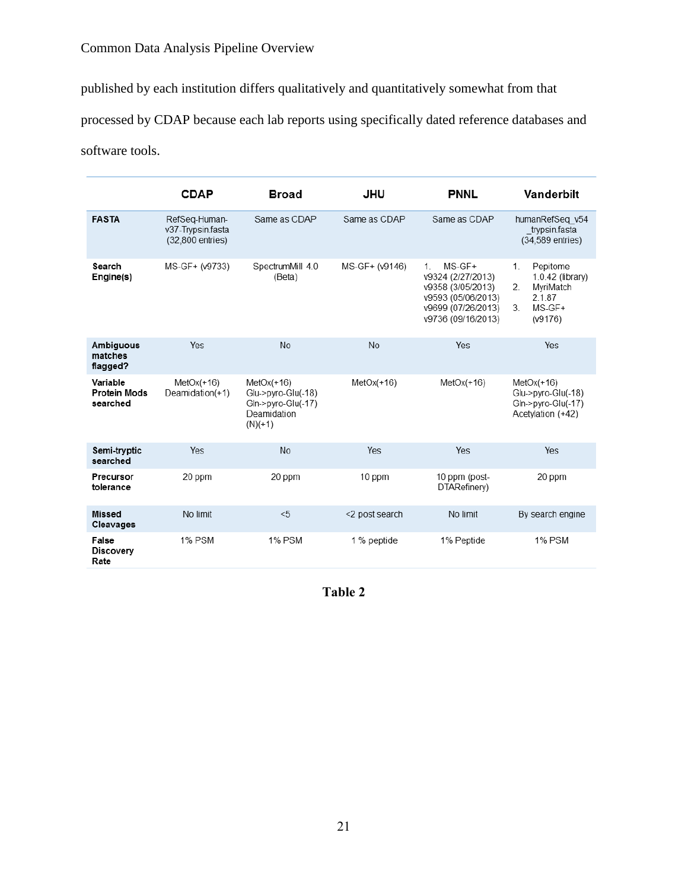published by each institution differs qualitatively and quantitatively somewhat from that processed by CDAP because each lab reports using specifically dated reference databases and software tools.

| | CDAP | Broad | JHU | PNNL | Vanderbilt |
|---|---|---|---|---|---|
| **FASTA** | RefSeq-Human-v37-Trypsin.fasta (32,800 entries) | Same as CDAP | Same as CDAP | Same as CDAP | humanRefSeq_v54_trypsin.fasta (34,589 entries) |
| **Search Engine(s)** | MS-GF+ (v9733) | SpectrumMill 4.0 (Beta) | MS-GF+ (v9146) | 1. MS-GF+ v9324 (2/27/2013) v9358 (3/05/2013) v9593 (05/06/2013) v9699 (07/26/2013) v9736 (09/16/2013) | 1. Pepitome 1.0.42 (library) 2. MyriMatch 2.1.87 3. MS-GF+ (v9176) |
| **Ambiguous matches flagged?** | Yes | No | No | Yes | Yes |
| **Variable Protein Mods searched** | MetOx(+16) Deamidation(+1) | MetOx(+16) Glu->pyro-Glu(-18) Gln->pyro-Glu(-17) Deamidation (N)(+1) | MetOx(+16) | MetOx(+16) | MetOx(+16) Glu->pyro-Glu(-18) Gln->pyro-Glu(-17) Acetylation (+42) |
| **Semi-tryptic searched** | Yes | No | Yes | Yes | Yes |
| **Precursor tolerance** | 20 ppm | 20 ppm | 10 ppm | 10 ppm (post-DTARefinery) | 20 ppm |
| **Missed Cleavages** | No limit | <5 | <2 post search | No limit | By search engine |
| **False Discovery Rate** | 1% PSM | 1% PSM | 1 % peptide | 1% Peptide | 1% PSM |

**Table 2**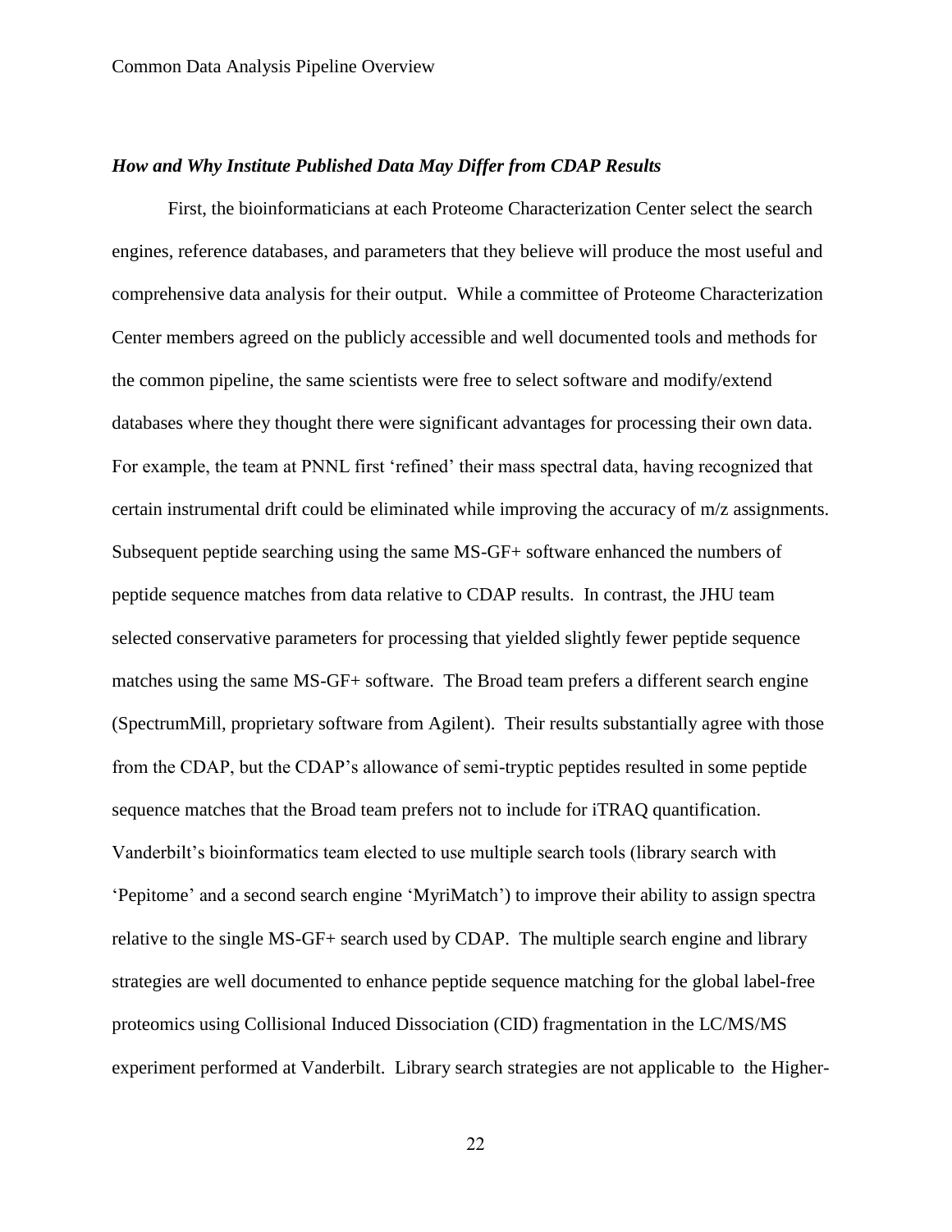### *How and Why Institute Published Data May Differ from CDAP Results*

First, the bioinformaticians at each Proteome Characterization Center select the search engines, reference databases, and parameters that they believe will produce the most useful and comprehensive data analysis for their output. While a committee of Proteome Characterization Center members agreed on the publicly accessible and well documented tools and methods for the common pipeline, the same scientists were free to select software and modify/extend databases where they thought there were significant advantages for processing their own data. For example, the team at PNNL first 'refined' their mass spectral data, having recognized that certain instrumental drift could be eliminated while improving the accuracy of m/z assignments. Subsequent peptide searching using the same MS-GF+ software enhanced the numbers of peptide sequence matches from data relative to CDAP results. In contrast, the JHU team selected conservative parameters for processing that yielded slightly fewer peptide sequence matches using the same MS-GF+ software. The Broad team prefers a different search engine (SpectrumMill, proprietary software from Agilent). Their results substantially agree with those from the CDAP, but the CDAP's allowance of semi-tryptic peptides resulted in some peptide sequence matches that the Broad team prefers not to include for iTRAQ quantification. Vanderbilt's bioinformatics team elected to use multiple search tools (library search with 'Pepitome' and a second search engine 'MyriMatch') to improve their ability to assign spectra relative to the single MS-GF+ search used by CDAP. The multiple search engine and library strategies are well documented to enhance peptide sequence matching for the global label-free proteomics using Collisional Induced Dissociation (CID) fragmentation in the LC/MS/MS experiment performed at Vanderbilt. Library search strategies are not applicable to the Higher-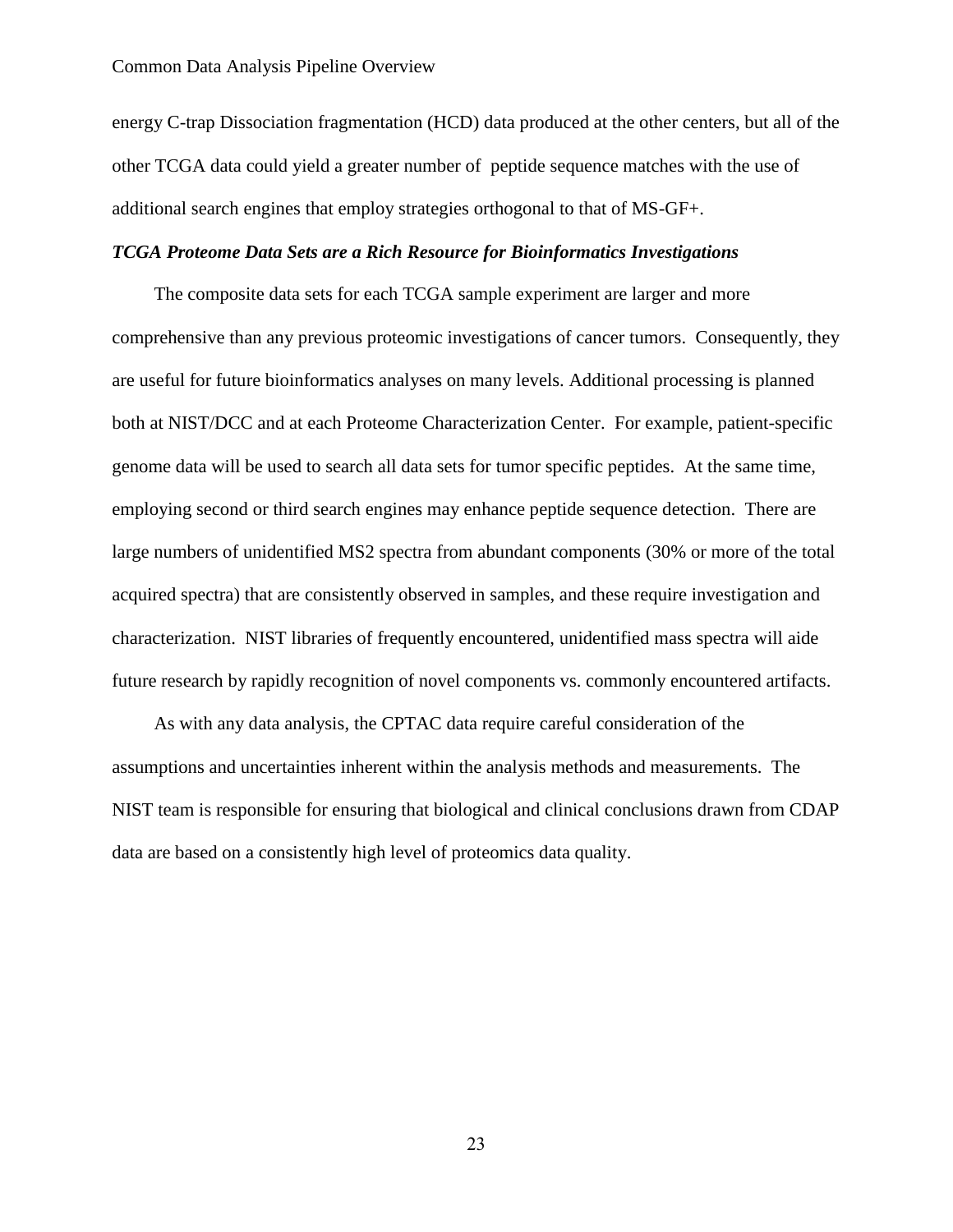energy C-trap Dissociation fragmentation (HCD) data produced at the other centers, but all of the other TCGA data could yield a greater number of peptide sequence matches with the use of additional search engines that employ strategies orthogonal to that of MS-GF+.

### ***TCGA Proteome Data Sets are a Rich Resource for Bioinformatics Investigations***

The composite data sets for each TCGA sample experiment are larger and more comprehensive than any previous proteomic investigations of cancer tumors. Consequently, they are useful for future bioinformatics analyses on many levels. Additional processing is planned both at NIST/DCC and at each Proteome Characterization Center. For example, patient-specific genome data will be used to search all data sets for tumor specific peptides. At the same time, employing second or third search engines may enhance peptide sequence detection. There are large numbers of unidentified MS2 spectra from abundant components (30% or more of the total acquired spectra) that are consistently observed in samples, and these require investigation and characterization. NIST libraries of frequently encountered, unidentified mass spectra will aide future research by rapidly recognition of novel components vs. commonly encountered artifacts.

As with any data analysis, the CPTAC data require careful consideration of the assumptions and uncertainties inherent within the analysis methods and measurements. The NIST team is responsible for ensuring that biological and clinical conclusions drawn from CDAP data are based on a consistently high level of proteomics data quality.